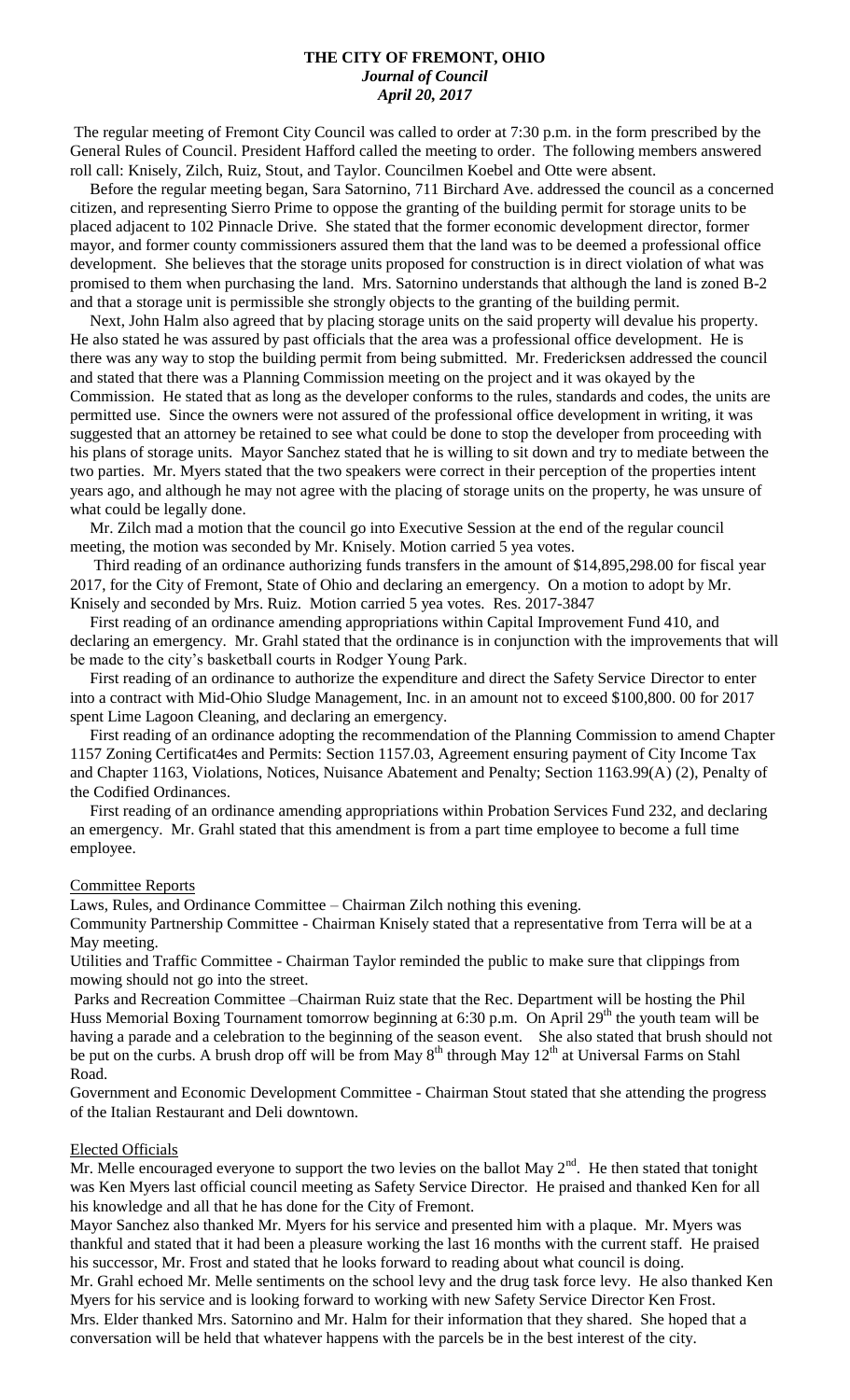**THE CITY OF FREMONT, OHIO**
***Journal of Council***
***April 20, 2017***

The regular meeting of Fremont City Council was called to order at 7:30 p.m. in the form prescribed by the General Rules of Council. President Hafford called the meeting to order. The following members answered roll call: Knisely, Zilch, Ruiz, Stout, and Taylor. Councilmen Koebel and Otte were absent.

Before the regular meeting began, Sara Satornino, 711 Birchard Ave. addressed the council as a concerned citizen, and representing Sierro Prime to oppose the granting of the building permit for storage units to be placed adjacent to 102 Pinnacle Drive. She stated that the former economic development director, former mayor, and former county commissioners assured them that the land was to be deemed a professional office development. She believes that the storage units proposed for construction is in direct violation of what was promised to them when purchasing the land. Mrs. Satornino understands that although the land is zoned B-2 and that a storage unit is permissible she strongly objects to the granting of the building permit.

Next, John Halm also agreed that by placing storage units on the said property will devalue his property. He also stated he was assured by past officials that the area was a professional office development. He is there was any way to stop the building permit from being submitted. Mr. Fredericksen addressed the council and stated that there was a Planning Commission meeting on the project and it was okayed by the Commission. He stated that as long as the developer conforms to the rules, standards and codes, the units are permitted use. Since the owners were not assured of the professional office development in writing, it was suggested that an attorney be retained to see what could be done to stop the developer from proceeding with his plans of storage units. Mayor Sanchez stated that he is willing to sit down and try to mediate between the two parties. Mr. Myers stated that the two speakers were correct in their perception of the properties intent years ago, and although he may not agree with the placing of storage units on the property, he was unsure of what could be legally done.

Mr. Zilch mad a motion that the council go into Executive Session at the end of the regular council meeting, the motion was seconded by Mr. Knisely. Motion carried 5 yea votes.

Third reading of an ordinance authorizing funds transfers in the amount of $14,895,298.00 for fiscal year 2017, for the City of Fremont, State of Ohio and declaring an emergency. On a motion to adopt by Mr. Knisely and seconded by Mrs. Ruiz. Motion carried 5 yea votes. Res. 2017-3847

First reading of an ordinance amending appropriations within Capital Improvement Fund 410, and declaring an emergency. Mr. Grahl stated that the ordinance is in conjunction with the improvements that will be made to the city's basketball courts in Rodger Young Park.

First reading of an ordinance to authorize the expenditure and direct the Safety Service Director to enter into a contract with Mid-Ohio Sludge Management, Inc. in an amount not to exceed $100,800. 00 for 2017 spent Lime Lagoon Cleaning, and declaring an emergency.

First reading of an ordinance adopting the recommendation of the Planning Commission to amend Chapter 1157 Zoning Certificat4es and Permits: Section 1157.03, Agreement ensuring payment of City Income Tax and Chapter 1163, Violations, Notices, Nuisance Abatement and Penalty; Section 1163.99(A) (2), Penalty of the Codified Ordinances.

First reading of an ordinance amending appropriations within Probation Services Fund 232, and declaring an emergency. Mr. Grahl stated that this amendment is from a part time employee to become a full time employee.

Committee Reports

Laws, Rules, and Ordinance Committee – Chairman Zilch nothing this evening.

Community Partnership Committee - Chairman Knisely stated that a representative from Terra will be at a May meeting.

Utilities and Traffic Committee - Chairman Taylor reminded the public to make sure that clippings from mowing should not go into the street.

Parks and Recreation Committee –Chairman Ruiz state that the Rec. Department will be hosting the Phil Huss Memorial Boxing Tournament tomorrow beginning at 6:30 p.m. On April 29th the youth team will be having a parade and a celebration to the beginning of the season event. She also stated that brush should not be put on the curbs. A brush drop off will be from May 8th through May 12th at Universal Farms on Stahl Road.

Government and Economic Development Committee - Chairman Stout stated that she attending the progress of the Italian Restaurant and Deli downtown.

Elected Officials

Mr. Melle encouraged everyone to support the two levies on the ballot May 2nd. He then stated that tonight was Ken Myers last official council meeting as Safety Service Director. He praised and thanked Ken for all his knowledge and all that he has done for the City of Fremont.

Mayor Sanchez also thanked Mr. Myers for his service and presented him with a plaque. Mr. Myers was thankful and stated that it had been a pleasure working the last 16 months with the current staff. He praised his successor, Mr. Frost and stated that he looks forward to reading about what council is doing.

Mr. Grahl echoed Mr. Melle sentiments on the school levy and the drug task force levy. He also thanked Ken Myers for his service and is looking forward to working with new Safety Service Director Ken Frost.

Mrs. Elder thanked Mrs. Satornino and Mr. Halm for their information that they shared. She hoped that a conversation will be held that whatever happens with the parcels be in the best interest of the city.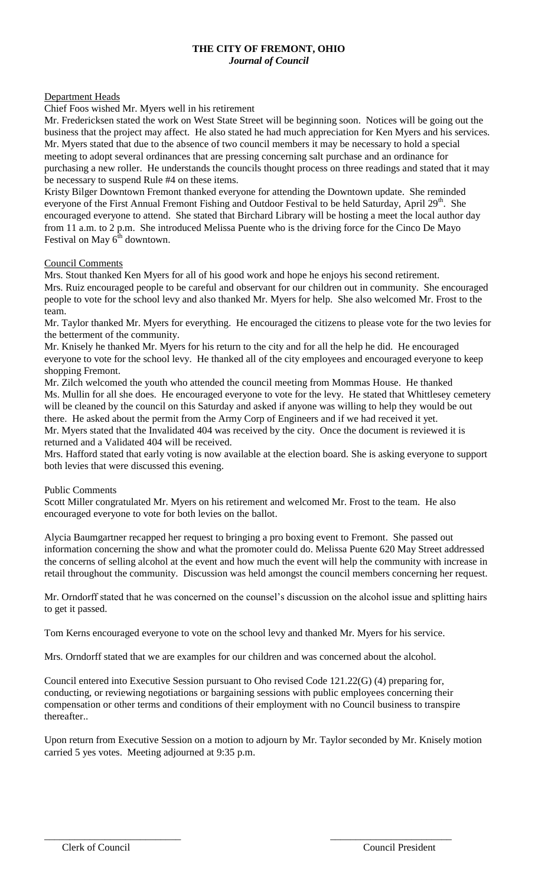**THE CITY OF FREMONT, OHIO**
***Journal of Council***

Department Heads

Chief Foos wished Mr. Myers well in his retirement

Mr. Fredericksen stated the work on West State Street will be beginning soon. Notices will be going out the business that the project may affect. He also stated he had much appreciation for Ken Myers and his services.

Mr. Myers stated that due to the absence of two council members it may be necessary to hold a special meeting to adopt several ordinances that are pressing concerning salt purchase and an ordinance for purchasing a new roller. He understands the councils thought process on three readings and stated that it may be necessary to suspend Rule #4 on these items.

Kristy Bilger Downtown Fremont thanked everyone for attending the Downtown update. She reminded everyone of the First Annual Fremont Fishing and Outdoor Festival to be held Saturday, April 29th. She encouraged everyone to attend. She stated that Birchard Library will be hosting a meet the local author day from 11 a.m. to 2 p.m. She introduced Melissa Puente who is the driving force for the Cinco De Mayo Festival on May 6th downtown.

Council Comments

Mrs. Stout thanked Ken Myers for all of his good work and hope he enjoys his second retirement.

Mrs. Ruiz encouraged people to be careful and observant for our children out in community. She encouraged people to vote for the school levy and also thanked Mr. Myers for help. She also welcomed Mr. Frost to the team.

Mr. Taylor thanked Mr. Myers for everything. He encouraged the citizens to please vote for the two levies for the betterment of the community.

Mr. Knisely he thanked Mr. Myers for his return to the city and for all the help he did. He encouraged everyone to vote for the school levy. He thanked all of the city employees and encouraged everyone to keep shopping Fremont.

Mr. Zilch welcomed the youth who attended the council meeting from Mommas House. He thanked Ms. Mullin for all she does. He encouraged everyone to vote for the levy. He stated that Whittlesey cemetery will be cleaned by the council on this Saturday and asked if anyone was willing to help they would be out there. He asked about the permit from the Army Corp of Engineers and if we had received it yet.

Mr. Myers stated that the Invalidated 404 was received by the city. Once the document is reviewed it is returned and a Validated 404 will be received.

Mrs. Hafford stated that early voting is now available at the election board. She is asking everyone to support both levies that were discussed this evening.

Public Comments

Scott Miller congratulated Mr. Myers on his retirement and welcomed Mr. Frost to the team. He also encouraged everyone to vote for both levies on the ballot.

Alycia Baumgartner recapped her request to bringing a pro boxing event to Fremont. She passed out information concerning the show and what the promoter could do. Melissa Puente 620 May Street addressed the concerns of selling alcohol at the event and how much the event will help the community with increase in retail throughout the community. Discussion was held amongst the council members concerning her request.

Mr. Orndorff stated that he was concerned on the counsel's discussion on the alcohol issue and splitting hairs to get it passed.

Tom Kerns encouraged everyone to vote on the school levy and thanked Mr. Myers for his service.

Mrs. Orndorff stated that we are examples for our children and was concerned about the alcohol.

Council entered into Executive Session pursuant to Oho revised Code 121.22(G) (4) preparing for, conducting, or reviewing negotiations or bargaining sessions with public employees concerning their compensation or other terms and conditions of their employment with no Council business to transpire thereafter..

Upon return from Executive Session on a motion to adjourn by Mr. Taylor seconded by Mr. Knisely motion carried 5 yes votes. Meeting adjourned at 9:35 p.m.

\_\_\_\_\_\_\_\_\_\_\_\_\_\_\_\_\_\_\_\_\_\_\_\_\_\_\_\_ \_\_\_\_\_\_\_\_\_\_\_\_\_\_\_\_\_\_\_\_\_\_\_\_\_\_\_\_

Clerk of Council Council President